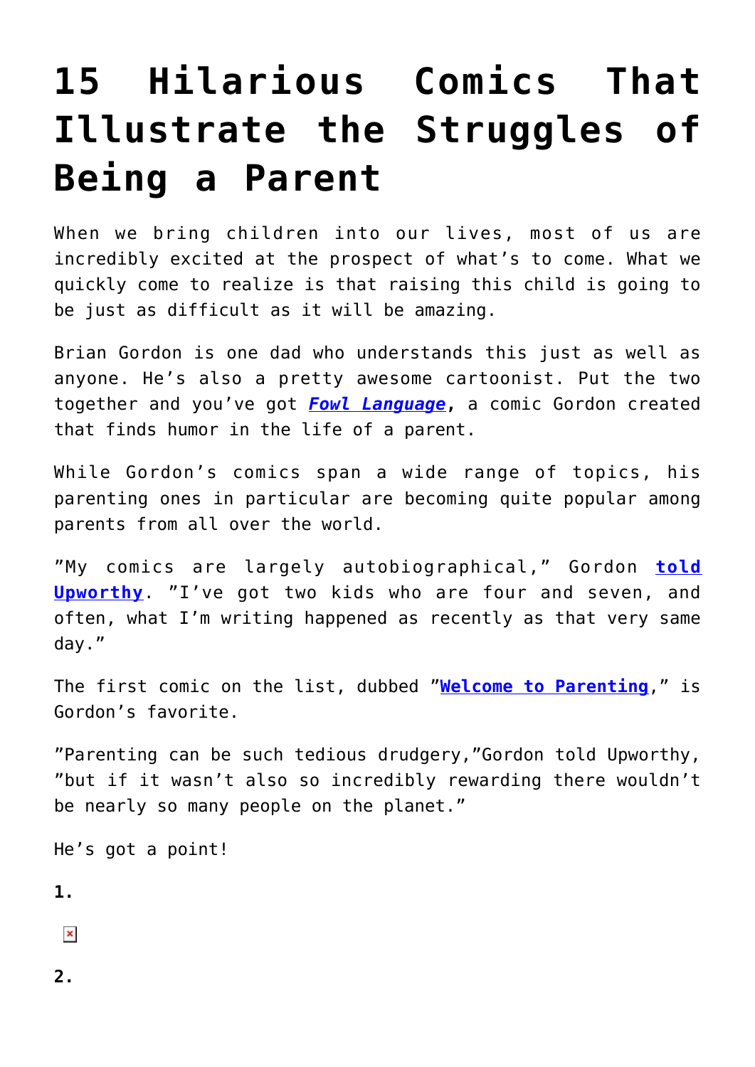# 15 Hilarious Comics That Illustrate the Struggles of Being a Parent

When we bring children into our lives, most of us are incredibly excited at the prospect of what's to come. What we quickly come to realize is that raising this child is going to be just as difficult as it will be amazing.

Brian Gordon is one dad who understands this just as well as anyone. He's also a pretty awesome cartoonist. Put the two together and you've got ***Fowl Language***, a comic Gordon created that finds humor in the life of a parent.

While Gordon's comics span a wide range of topics, his parenting ones in particular are becoming quite popular among parents from all over the world.

"My comics are largely autobiographical," Gordon **told Upworthy**. "I've got two kids who are four and seven, and often, what I'm writing happened as recently as that very same day."

The first comic on the list, dubbed "**Welcome to Parenting**," is Gordon's favorite.

"Parenting can be such tedious drudgery,"Gordon told Upworthy, "but if it wasn't also so incredibly rewarding there wouldn't be nearly so many people on the planet."

He's got a point!

**1.**

**2.**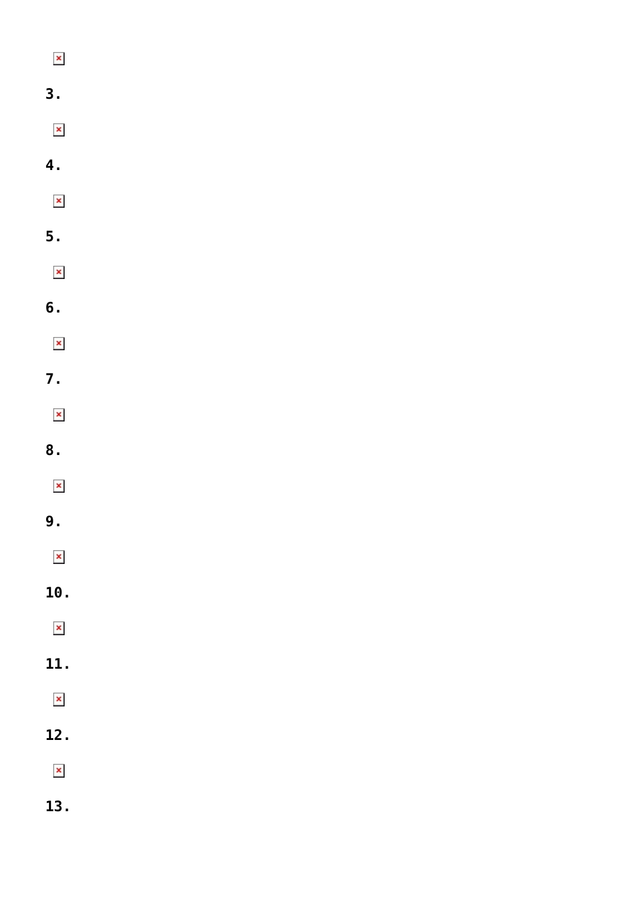3.

4.

5.

6.

7.

8.

9.

10.

11.

12.

13.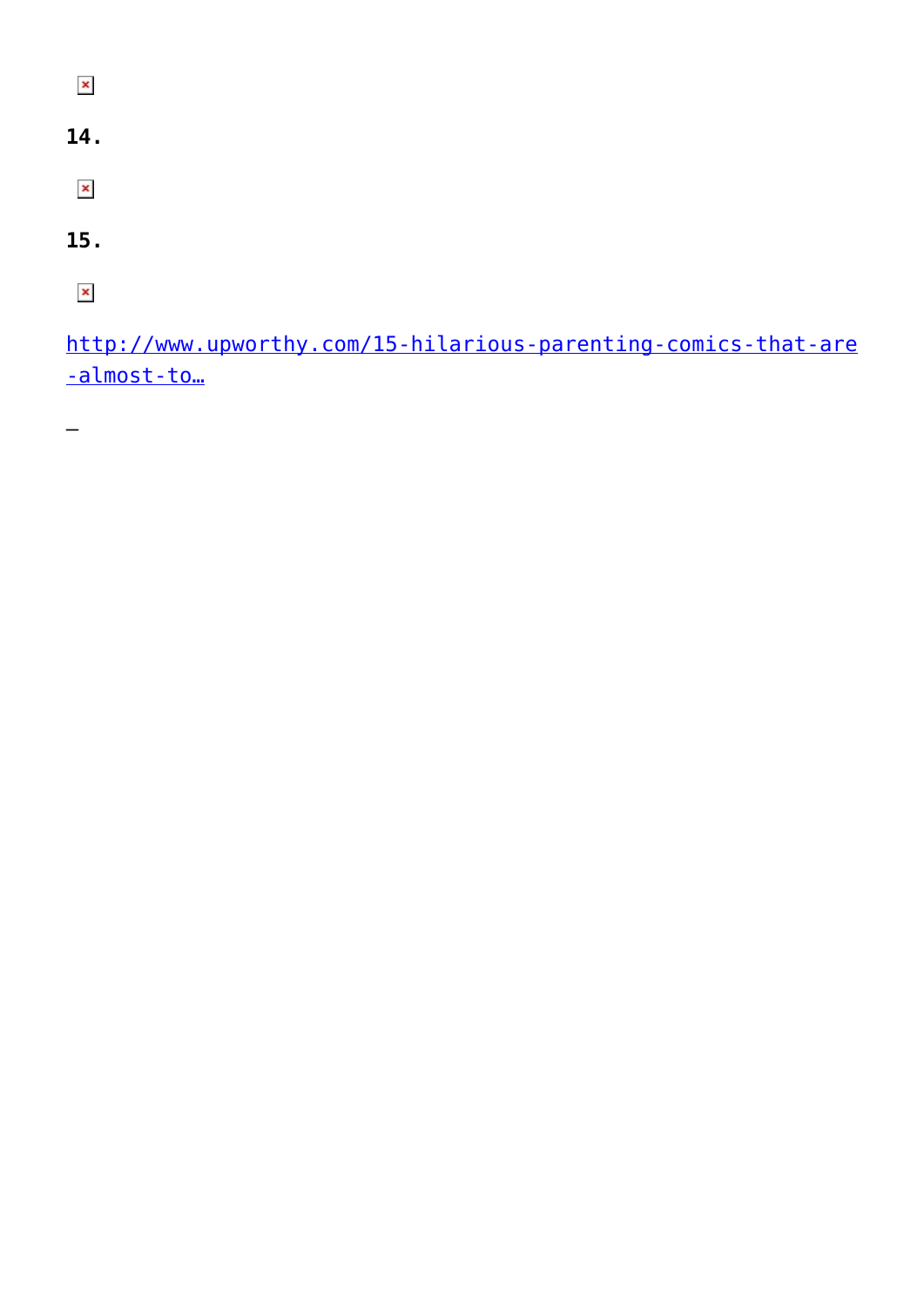**14.**

**15.**

[http://www.upworthy.com/15-hilarious-parenting-comics-that-are-almost-to…](http://www.upworthy.com/15-hilarious-parenting-comics-that-are-almost-to…)